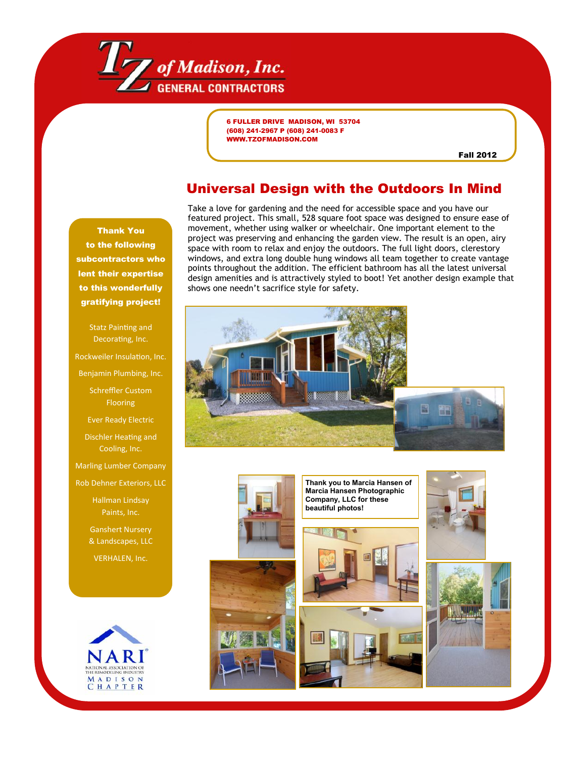# TZ of Madison, Inc.

GENERAL CONTRACTORS

6 FULLER DRIVE MADISON, WI 53704
(608) 241-2967 P (608) 241-0083 F
WWW.TZOFMADISON.COM

Fall 2012

## Universal Design with the Outdoors In Mind

Take a love for gardening and the need for accessible space and you have our featured project. This small, 528 square foot space was designed to ensure ease of movement, whether using walker or wheelchair. One important element to the project was preserving and enhancing the garden view. The result is an open, airy space with room to relax and enjoy the outdoors. The full light doors, clerestory windows, and extra long double hung windows all team together to create vantage points throughout the addition. The efficient bathroom has all the latest universal design amenities and is attractively styled to boot! Yet another design example that shows one needn't sacrifice style for safety.

**Thank You to the following subcontractors who lent their expertise to this wonderfully gratifying project!**

Statz Painting and Decorating, Inc.

Rockweiler Insulation, Inc.

Benjamin Plumbing, Inc.

Schreffler Custom Flooring

Ever Ready Electric

Dischler Heating and Cooling, Inc.

Marling Lumber Company

Rob Dehner Exteriors, LLC

Hallman Lindsay Paints, Inc.

Ganshert Nursery & Landscapes, LLC

VERHALEN, Inc.

**Thank you to Marcia Hansen of Marcia Hansen Photographic Company, LLC for these beautiful photos!**

NARI® NATIONAL ASSOCIATION OF THE REMODELING INDUSTRY MADISON CHAPTER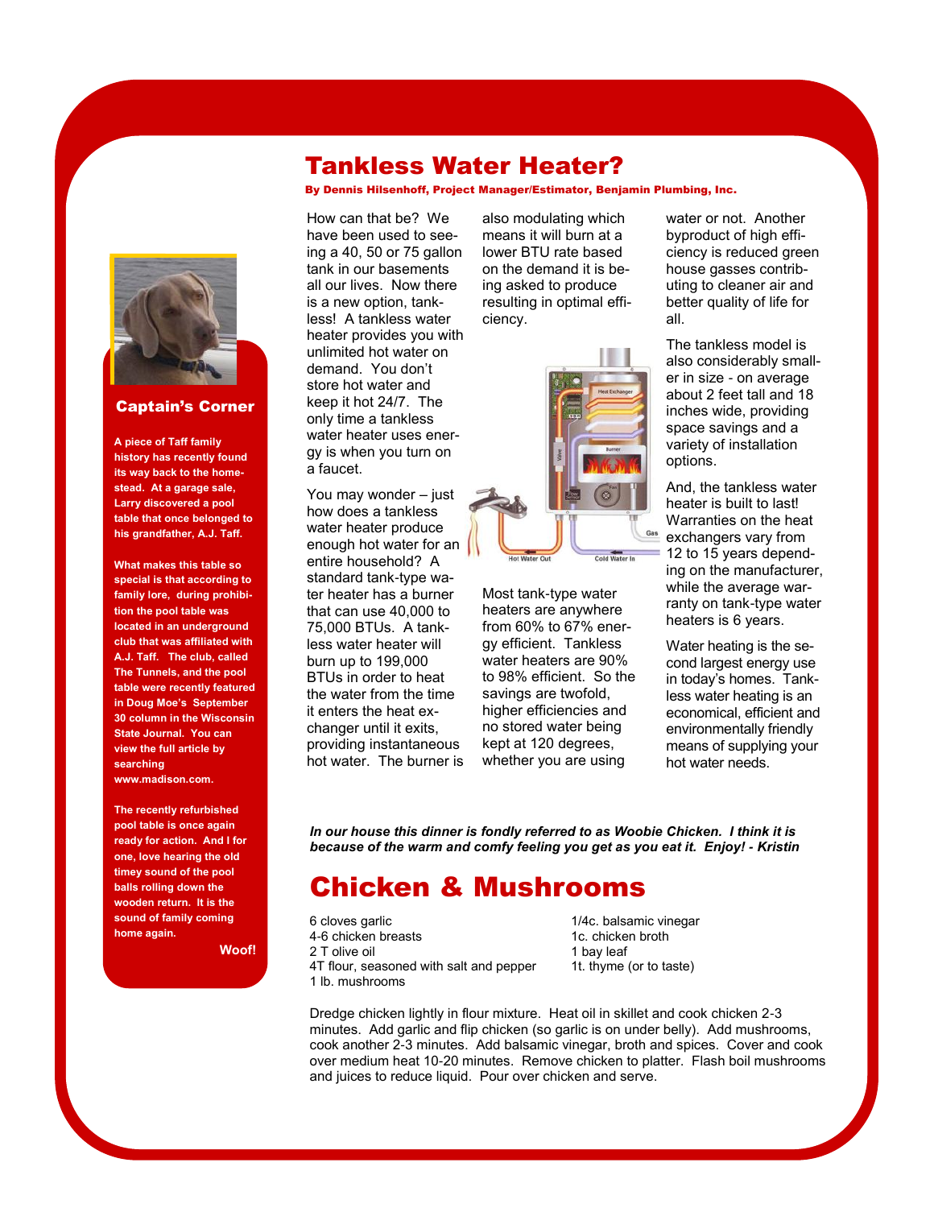## Captain's Corner

**A piece of Taff family history has recently found its way back to the homestead. At a garage sale, Larry discovered a pool table that once belonged to his grandfather, A.J. Taff.**

**What makes this table so special is that according to family lore, during prohibition the pool table was located in an underground club that was affiliated with A.J. Taff. The club, called The Tunnels, and the pool table were recently featured in Doug Moe's September 30 column in the Wisconsin State Journal. You can view the full article by searching www.madison.com.**

**The recently refurbished pool table is once again ready for action. And I for one, love hearing the old timey sound of the pool balls rolling down the wooden return. It is the sound of family coming home again.**

**Woof!**

# Tankless Water Heater?

**By Dennis Hilsenhoff, Project Manager/Estimator, Benjamin Plumbing, Inc.**

How can that be? We have been used to seeing a 40, 50 or 75 gallon tank in our basements all our lives. Now there is a new option, tankless! A tankless water heater provides you with unlimited hot water on demand. You don't store hot water and keep it hot 24/7. The only time a tankless water heater uses energy is when you turn on a faucet.

You may wonder – just how does a tankless water heater produce enough hot water for an entire household? A standard tank-type water heater has a burner that can use 40,000 to 75,000 BTUs. A tankless water heater will burn up to 199,000 BTUs in order to heat the water from the time it enters the heat exchanger until it exits, providing instantaneous hot water. The burner is also modulating which means it will burn at a lower BTU rate based on the demand it is being asked to produce resulting in optimal efficiency.

Heat Exchanger
Burner
Valve
Flow Sensor
Fan
Gas
Hot Water Out
Cold Water In

Most tank-type water heaters are anywhere from 60% to 67% energy efficient. Tankless water heaters are 90% to 98% efficient. So the savings are twofold, higher efficiencies and no stored water being kept at 120 degrees, whether you are using water or not. Another byproduct of high efficiency is reduced green house gasses contributing to cleaner air and better quality of life for all.

The tankless model is also considerably smaller in size - on average about 2 feet tall and 18 inches wide, providing space savings and a variety of installation options.

And, the tankless water heater is built to last! Warranties on the heat exchangers vary from 12 to 15 years depending on the manufacturer, while the average warranty on tank-type water heaters is 6 years.

Water heating is the second largest energy use in today's homes. Tankless water heating is an economical, efficient and environmentally friendly means of supplying your hot water needs.

***In our house this dinner is fondly referred to as Woobie Chicken. I think it is because of the warm and comfy feeling you get as you eat it. Enjoy! - Kristin***

# Chicken & Mushrooms

6 cloves garlic
4-6 chicken breasts
2 T olive oil
4T flour, seasoned with salt and pepper
1 lb. mushrooms
1/4c. balsamic vinegar
1c. chicken broth
1 bay leaf
1t. thyme (or to taste)

Dredge chicken lightly in flour mixture. Heat oil in skillet and cook chicken 2-3 minutes. Add garlic and flip chicken (so garlic is on under belly). Add mushrooms, cook another 2-3 minutes. Add balsamic vinegar, broth and spices. Cover and cook over medium heat 10-20 minutes. Remove chicken to platter. Flash boil mushrooms and juices to reduce liquid. Pour over chicken and serve.